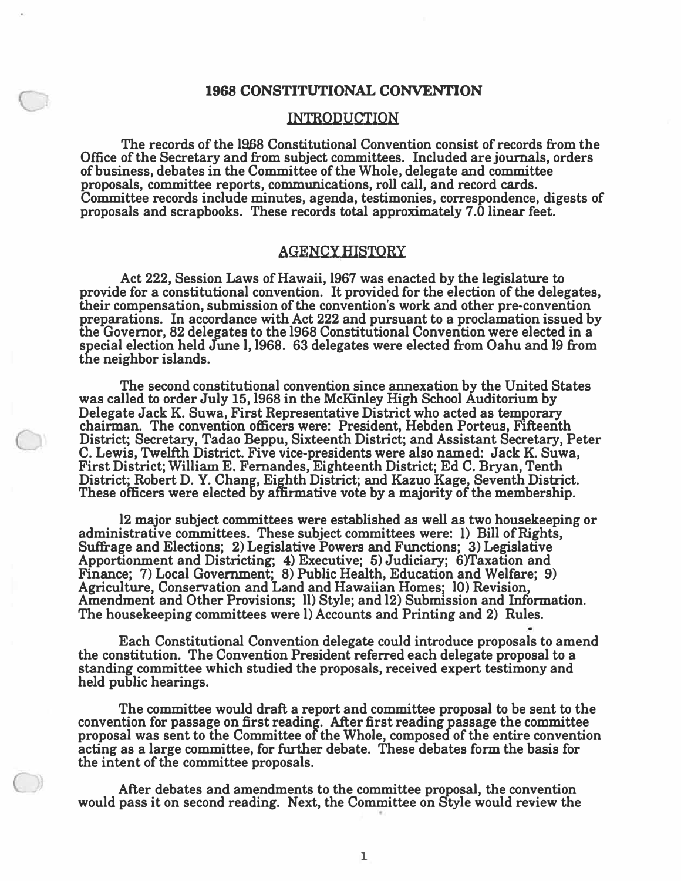# 1968 CONSTITUTIONAL CONVENTION

## INTRODUCTION

The records of the 1968 Constitutional Convention consist of records from the Office of the Secretary and from subject committees. Included are journals, orders of business, debates in the Committee of the Whole, delegate and committee proposals, committee reports, communications, roll call, and record cards. Committee records include minutes, agenda, testimonies, correspondence, digests of proposals and scrapbooks. These records total approximately 7.0 linear feet.

## AGENCY HISTORY

Act 222, Session Laws of Hawaii, 1967 was enacted by the legislature to provide for a constitutional convention. It provided for the election of the delegates, their compensation, submission of the convention's work and other pre-convention preparations. In accordance with Act 222 and pursuant to a proclamation issued by the Governor, 82 delegates to the 1968 Constitutional Convention were elected in a special election held June 1, 1968. 63 delegates were elected from Oahu and 19 from the neighbor islands.

The second constitutional convention since annexation by the United States was called to order July 15, 1968 in the McKinley High School Auditorium by Delegate Jack K. Suwa, First Representative District who acted as temporary chairman. The convention officers were: President, Hebden Porteus, Fifteenth District; Secretary, Tadao Beppu, Sixteenth District; and Assistant Secretary, Peter C. Lewis, Twelfth District. Five vice-presidents were also named: Jack K. Suwa, First District; William E. Fernandes, Eighteenth District; Ed C. Bryan, Tenth District; Robert D. Y. Chang, Eighth District; and Kazuo Kage, Seventh District. These officers were elected by affirmative vote by a majority of the membership.

12 major subject committees were established as well as two housekeeping or administrative committees. These subject committees were: 1) Bill of Rights, Suffrage and Elections; 2) Legislative Powers and Functions; 3) Legislative Apportionment and Districting; 4) Executive; 5) Judiciary; 6)Taxation and Finance; 7) Local Government; 8) Public Health, Education and Welfare; 9) Agriculture, Conservation and Land and Hawaiian Homes; 10) Revision, Amendment and Other Provisions; 11) Style; and 12) Submission and Information. The housekeeping committees were 1) Accounts and Printing and 2) Rules.

Each Constitutional Convention delegate could introduce proposals to amend the constitution. The Convention President referred each delegate proposal to a standing committee which studied the proposals, received expert testimony and held public hearings.

The committee would draft a report and committee proposal to be sent to the convention for passage on first reading. After first reading passage the committee proposal was sent to the Committee of the Whole, composed of the entire convention acting as a large committee, for further debate. These debates form the basis for the intent of the committee proposals.

After debates and amendments to the committee proposal, the convention would pass it on second reading. Next, the Committee on Style would review the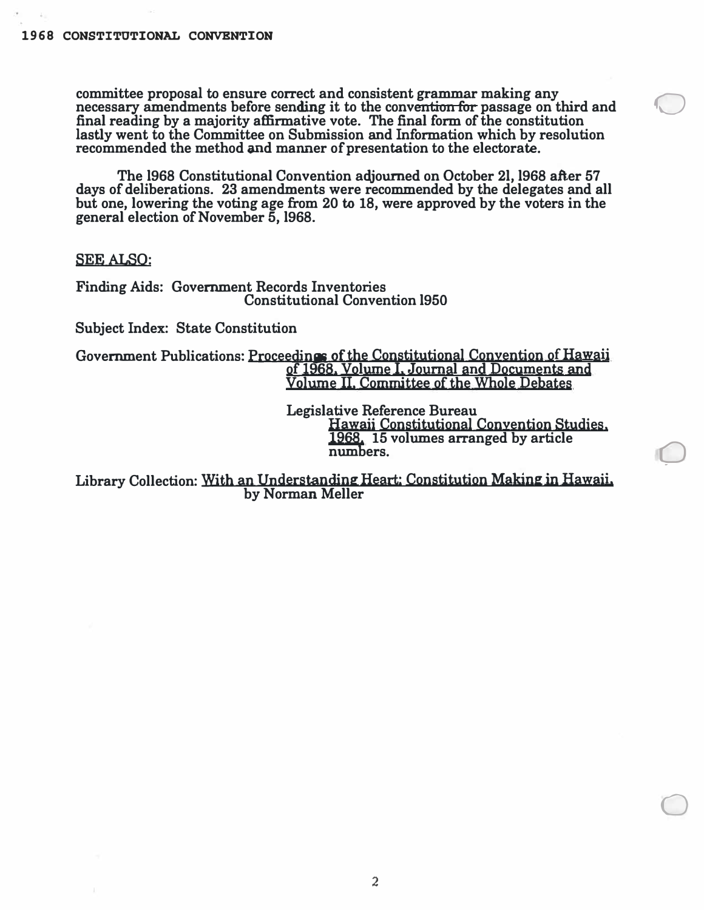committee proposal to ensure correct and consistent grammar making any necessary amendments before sending it to the convention for passage on third and final reading by a majority affirmative vote. The final form of the constitution lastly went to the Committee on Submission and Information which by resolution recommended the method and manner of presentation to the electorate.

The 1968 Constitutional Convention adjourned on October 21, 1968 after 57 days of deliberations. 23 amendments were recommended by the delegates and all but one, lowering the voting age from 20 to 18, were approved by the voters in the general election of November 5, 1968.

SEE ALSO:

Finding Aids: Government Records Inventories
Constitutional Convention 1950

Subject Index: State Constitution

Government Publications: Proceedings of the Constitutional Convention of Hawaii of 1968, Volume I, Journal and Documents and Volume II, Committee of the Whole Debates

Legislative Reference Bureau
Hawaii Constitutional Convention Studies, 1968, 15 volumes arranged by article numbers.

Library Collection: With an Understanding Heart: Constitution Making in Hawaii, by Norman Meller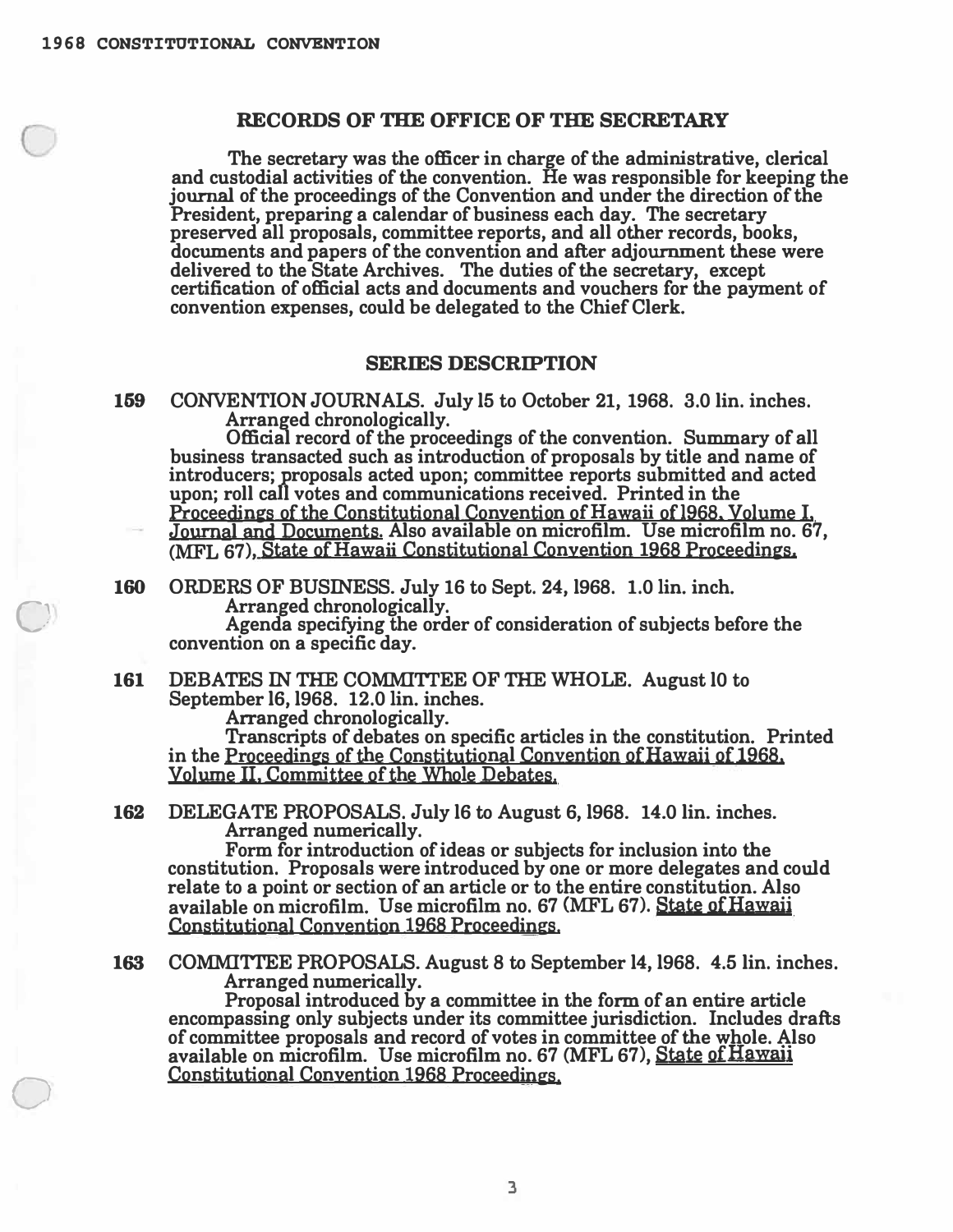## RECORDS OF THE OFFICE OF THE SECRETARY

The secretary was the officer in charge of the administrative, clerical and custodial activities of the convention. He was responsible for keeping the journal of the proceedings of the Convention and under the direction of the President, preparing a calendar of business each day. The secretary preserved all proposals, committee reports, and all other records, books, documents and papers of the convention and after adjournment these were delivered to the State Archives. The duties of the secretary, except certification of official acts and documents and vouchers for the payment of convention expenses, could be delegated to the Chief Clerk.

## SERIES DESCRIPTION

**159** CONVENTION JOURNALS. July 15 to October 21, 1968. 3.0 lin. inches.
Arranged chronologically.
Official record of the proceedings of the convention. Summary of all business transacted such as introduction of proposals by title and name of introducers; proposals acted upon; committee reports submitted and acted upon; roll call votes and communications received. Printed in the Proceedings of the Constitutional Convention of Hawaii of 1968, Volume I, Journal and Documents. Also available on microfilm. Use microfilm no. 67, (MFL 67), State of Hawaii Constitutional Convention 1968 Proceedings.

**160** ORDERS OF BUSINESS. July 16 to Sept. 24, 1968. 1.0 lin. inch.
Arranged chronologically.
Agenda specifying the order of consideration of subjects before the convention on a specific day.

**161** DEBATES IN THE COMMITTEE OF THE WHOLE. August 10 to September 16, 1968. 12.0 lin. inches.
Arranged chronologically.
Transcripts of debates on specific articles in the constitution. Printed in the Proceedings of the Constitutional Convention of Hawaii of 1968, Volume II, Committee of the Whole Debates.

**162** DELEGATE PROPOSALS. July 16 to August 6, 1968. 14.0 lin. inches.
Arranged numerically.
Form for introduction of ideas or subjects for inclusion into the constitution. Proposals were introduced by one or more delegates and could relate to a point or section of an article or to the entire constitution. Also available on microfilm. Use microfilm no. 67 (MFL 67). State of Hawaii Constitutional Convention 1968 Proceedings.

**163** COMMITTEE PROPOSALS. August 8 to September 14, 1968. 4.5 lin. inches.
Arranged numerically.
Proposal introduced by a committee in the form of an entire article encompassing only subjects under its committee jurisdiction. Includes drafts of committee proposals and record of votes in committee of the whole. Also available on microfilm. Use microfilm no. 67 (MFL 67), State of Hawaii Constitutional Convention 1968 Proceedings.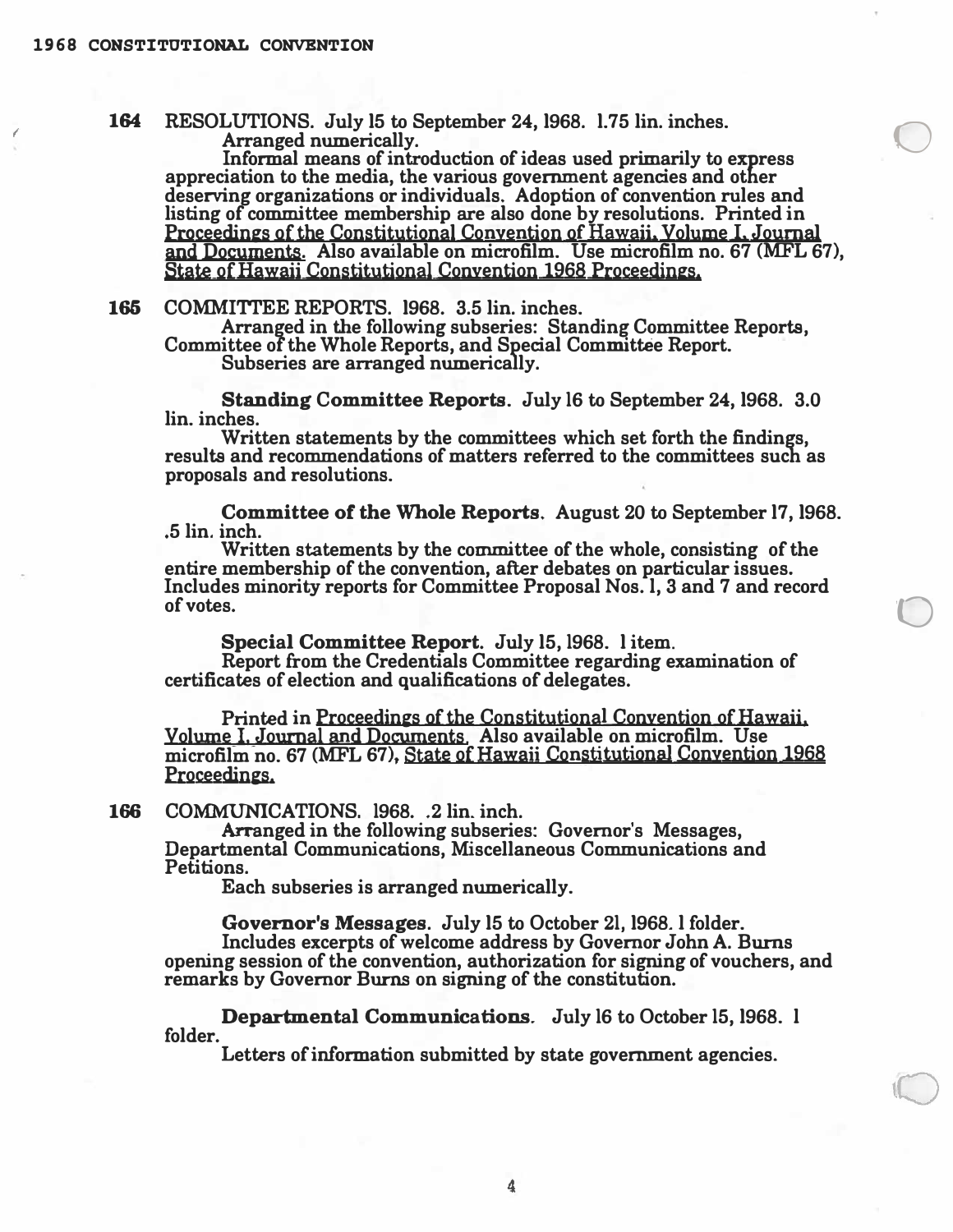**164** RESOLUTIONS. July 15 to September 24, 1968. 1.75 lin. inches.
Arranged numerically.
Informal means of introduction of ideas used primarily to express appreciation to the media, the various government agencies and other deserving organizations or individuals. Adoption of convention rules and listing of committee membership are also done by resolutions. Printed in Proceedings of the Constitutional Convention of Hawaii, Volume I, Journal and Documents. Also available on microfilm. Use microfilm no. 67 (MFL 67), State of Hawaii Constitutional Convention 1968 Proceedings.

**165** COMMITTEE REPORTS. 1968. 3.5 lin. inches.
Arranged in the following subseries: Standing Committee Reports, Committee of the Whole Reports, and Special Committee Report.
Subseries are arranged numerically.

**Standing Committee Reports**. July 16 to September 24, 1968. 3.0 lin. inches.
Written statements by the committees which set forth the findings, results and recommendations of matters referred to the committees such as proposals and resolutions.

**Committee of the Whole Reports**. August 20 to September 17, 1968. .5 lin. inch.
Written statements by the committee of the whole, consisting of the entire membership of the convention, after debates on particular issues. Includes minority reports for Committee Proposal Nos. 1, 3 and 7 and record of votes.

**Special Committee Report**. July 15, 1968. 1 item.
Report from the Credentials Committee regarding examination of certificates of election and qualifications of delegates.

Printed in Proceedings of the Constitutional Convention of Hawaii, Volume I, Journal and Documents. Also available on microfilm. Use microfilm no. 67 (MFL 67), State of Hawaii Constitutional Convention 1968 Proceedings.

**166** COMMUNICATIONS. 1968. .2 lin. inch.
Arranged in the following subseries: Governor's Messages, Departmental Communications, Miscellaneous Communications and Petitions.
Each subseries is arranged numerically.

**Governor's Messages**. July 15 to October 21, 1968. 1 folder.
Includes excerpts of welcome address by Governor John A. Burns opening session of the convention, authorization for signing of vouchers, and remarks by Governor Burns on signing of the constitution.

**Departmental Communications**. July 16 to October 15, 1968. 1 folder.
Letters of information submitted by state government agencies.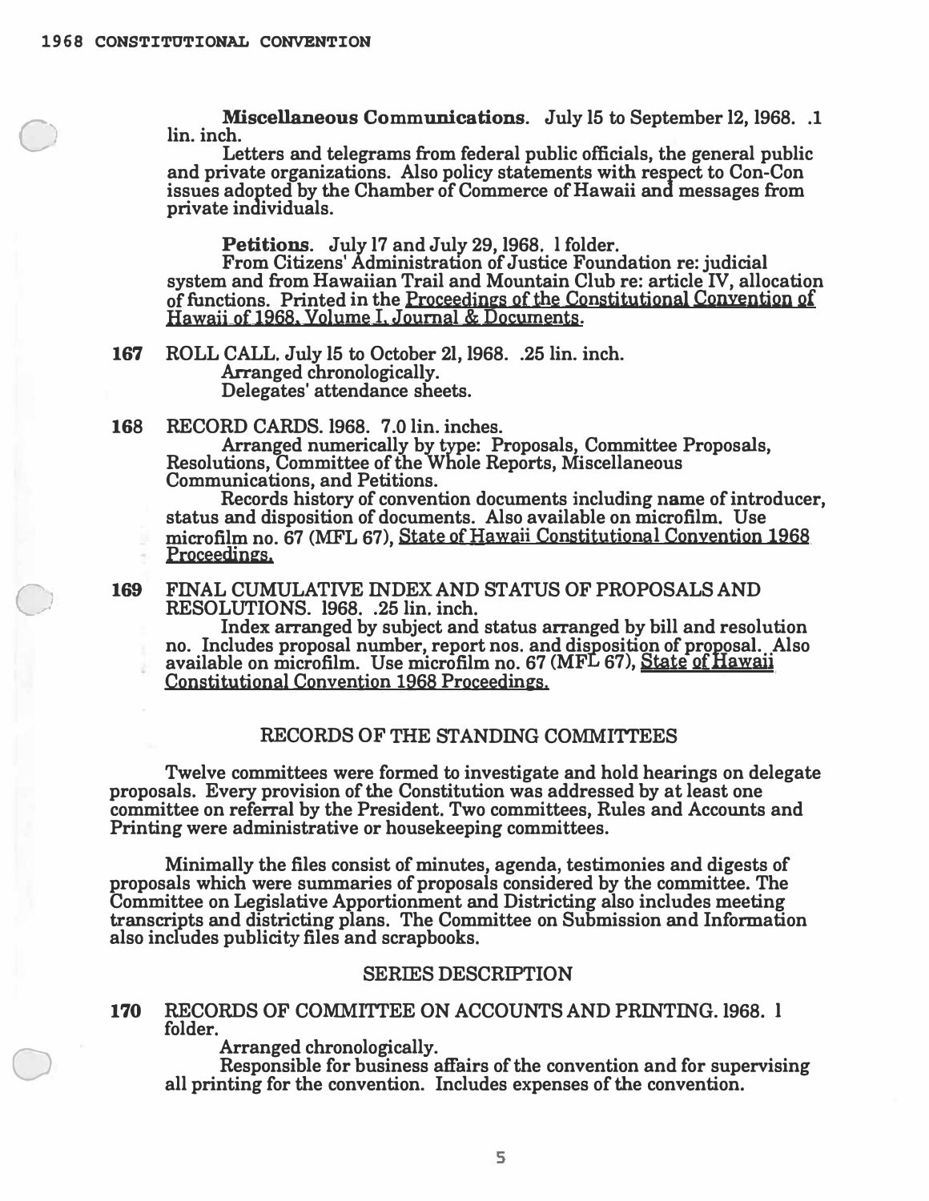**Miscellaneous Communications.** July 15 to September 12, 1968. .1 lin. inch.

Letters and telegrams from federal public officials, the general public and private organizations. Also policy statements with respect to Con-Con issues adopted by the Chamber of Commerce of Hawaii and messages from private individuals.

**Petitions.** July 17 and July 29, 1968. 1 folder.

From Citizens' Administration of Justice Foundation re: judicial system and from Hawaiian Trail and Mountain Club re: article IV, allocation of functions. Printed in the Proceedings of the Constitutional Convention of Hawaii of 1968, Volume I, Journal & Documents.

**167** ROLL CALL. July 15 to October 21, 1968. .25 lin. inch.

Arranged chronologically.

Delegates' attendance sheets.

**168** RECORD CARDS. 1968. 7.0 lin. inches.

Arranged numerically by type: Proposals, Committee Proposals, Resolutions, Committee of the Whole Reports, Miscellaneous Communications, and Petitions.

Records history of convention documents including name of introducer, status and disposition of documents. Also available on microfilm. Use microfilm no. 67 (MFL 67), State of Hawaii Constitutional Convention 1968 Proceedings.

**169** FINAL CUMULATIVE INDEX AND STATUS OF PROPOSALS AND RESOLUTIONS. 1968. .25 lin. inch.

Index arranged by subject and status arranged by bill and resolution no. Includes proposal number, report nos. and disposition of proposal. Also available on microfilm. Use microfilm no. 67 (MFL 67), State of Hawaii Constitutional Convention 1968 Proceedings.

## RECORDS OF THE STANDING COMMITTEES

Twelve committees were formed to investigate and hold hearings on delegate proposals. Every provision of the Constitution was addressed by at least one committee on referral by the President. Two committees, Rules and Accounts and Printing were administrative or housekeeping committees.

Minimally the files consist of minutes, agenda, testimonies and digests of proposals which were summaries of proposals considered by the committee. The Committee on Legislative Apportionment and Districting also includes meeting transcripts and districting plans. The Committee on Submission and Information also includes publicity files and scrapbooks.

### SERIES DESCRIPTION

**170** RECORDS OF COMMITTEE ON ACCOUNTS AND PRINTING. 1968. 1 folder.

Arranged chronologically.

Responsible for business affairs of the convention and for supervising all printing for the convention. Includes expenses of the convention.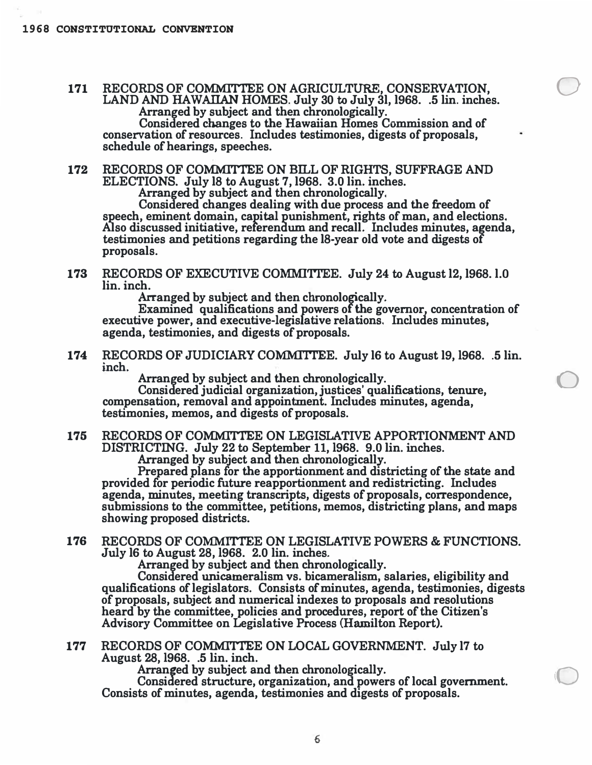**171** RECORDS OF COMMITTEE ON AGRICULTURE, CONSERVATION, LAND AND HAWAIIAN HOMES. July 30 to July 31, 1968. .5 lin. inches.

Arranged by subject and then chronologically.

Considered changes to the Hawaiian Homes Commission and of conservation of resources. Includes testimonies, digests of proposals, schedule of hearings, speeches.

**172** RECORDS OF COMMITTEE ON BILL OF RIGHTS, SUFFRAGE AND ELECTIONS. July 18 to August 7, 1968. 3.0 lin. inches.

Arranged by subject and then chronologically.

Considered changes dealing with due process and the freedom of speech, eminent domain, capital punishment, rights of man, and elections. Also discussed initiative, referendum and recall. Includes minutes, agenda, testimonies and petitions regarding the 18-year old vote and digests of proposals.

**173** RECORDS OF EXECUTIVE COMMITTEE. July 24 to August 12, 1968. 1.0 lin. inch.

Arranged by subject and then chronologically.

Examined qualifications and powers of the governor, concentration of executive power, and executive-legislative relations. Includes minutes, agenda, testimonies, and digests of proposals.

**174** RECORDS OF JUDICIARY COMMITTEE. July 16 to August 19, 1968. .5 lin. inch.

Arranged by subject and then chronologically.

Considered judicial organization, justices' qualifications, tenure, compensation, removal and appointment. Includes minutes, agenda, testimonies, memos, and digests of proposals.

**175** RECORDS OF COMMITTEE ON LEGISLATIVE APPORTIONMENT AND DISTRICTING. July 22 to September 11, 1968. 9.0 lin. inches.

Arranged by subject and then chronologically.

Prepared plans for the apportionment and districting of the state and provided for periodic future reapportionment and redistricting. Includes agenda, minutes, meeting transcripts, digests of proposals, correspondence, submissions to the committee, petitions, memos, districting plans, and maps showing proposed districts.

**176** RECORDS OF COMMITTEE ON LEGISLATIVE POWERS & FUNCTIONS. July 16 to August 28, 1968. 2.0 lin. inches.

Arranged by subject and then chronologically.

Considered unicameralism vs. bicameralism, salaries, eligibility and qualifications of legislators. Consists of minutes, agenda, testimonies, digests of proposals, subject and numerical indexes to proposals and resolutions heard by the committee, policies and procedures, report of the Citizen's Advisory Committee on Legislative Process (Hamilton Report).

**177** RECORDS OF COMMITTEE ON LOCAL GOVERNMENT. July 17 to August 28, 1968. .5 lin. inch.

Arranged by subject and then chronologically.

Considered structure, organization, and powers of local government. Consists of minutes, agenda, testimonies and digests of proposals.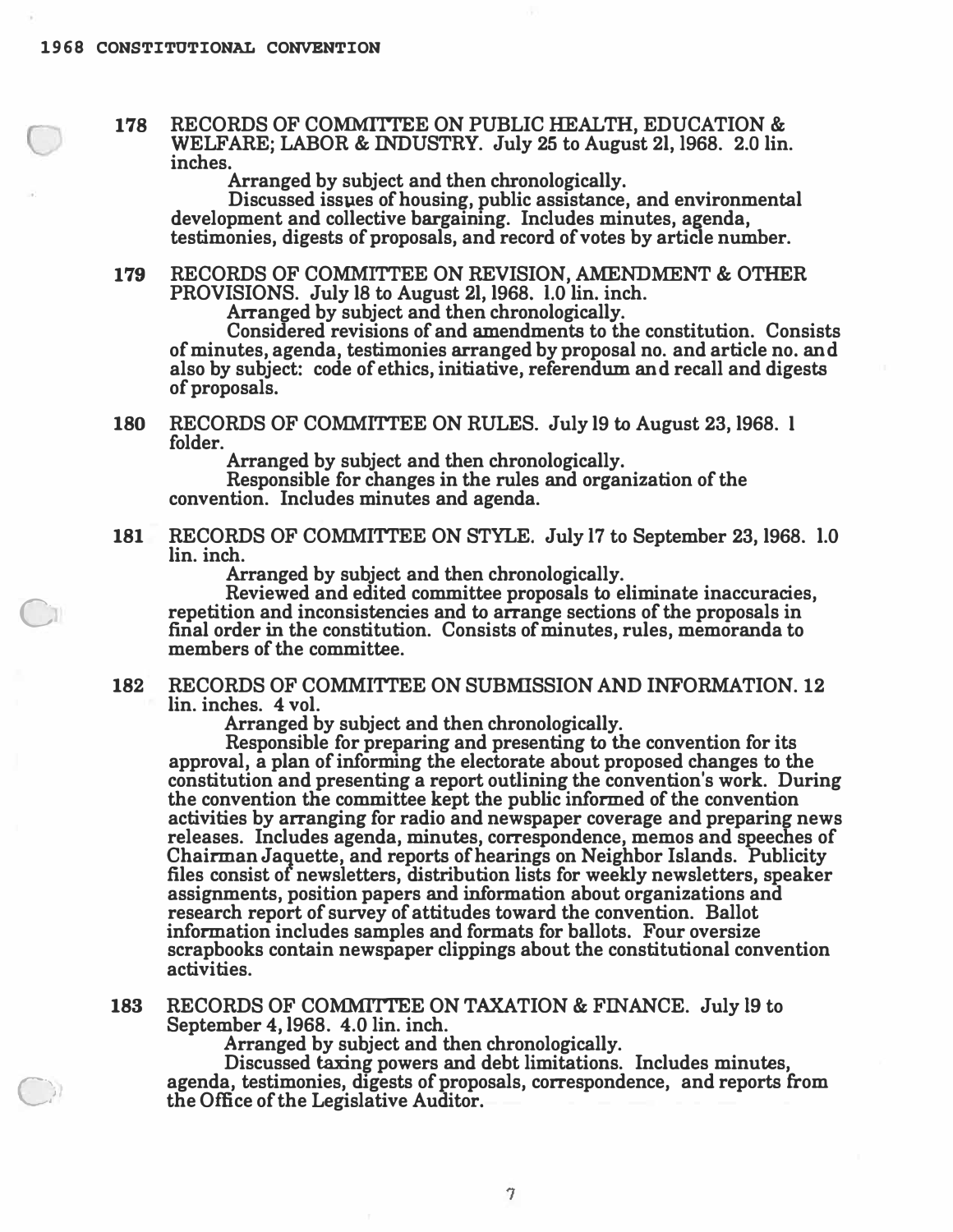**178** RECORDS OF COMMITTEE ON PUBLIC HEALTH, EDUCATION & WELFARE; LABOR & INDUSTRY. July 25 to August 21, 1968. 2.0 lin. inches.

Arranged by subject and then chronologically.

Discussed issues of housing, public assistance, and environmental development and collective bargaining. Includes minutes, agenda, testimonies, digests of proposals, and record of votes by article number.

**179** RECORDS OF COMMITTEE ON REVISION, AMENDMENT & OTHER PROVISIONS. July 18 to August 21, 1968. 1.0 lin. inch.

Arranged by subject and then chronologically.

Considered revisions of and amendments to the constitution. Consists of minutes, agenda, testimonies arranged by proposal no. and article no. and also by subject: code of ethics, initiative, referendum and recall and digests of proposals.

**180** RECORDS OF COMMITTEE ON RULES. July 19 to August 23, 1968. 1 folder.

Arranged by subject and then chronologically.

Responsible for changes in the rules and organization of the convention. Includes minutes and agenda.

**181** RECORDS OF COMMITTEE ON STYLE. July 17 to September 23, 1968. 1.0 lin. inch.

Arranged by subject and then chronologically.

Reviewed and edited committee proposals to eliminate inaccuracies, repetition and inconsistencies and to arrange sections of the proposals in final order in the constitution. Consists of minutes, rules, memoranda to members of the committee.

**182** RECORDS OF COMMITTEE ON SUBMISSION AND INFORMATION. 12 lin. inches. 4 vol.

Arranged by subject and then chronologically.

Responsible for preparing and presenting to the convention for its approval, a plan of informing the electorate about proposed changes to the constitution and presenting a report outlining the convention's work. During the convention the committee kept the public informed of the convention activities by arranging for radio and newspaper coverage and preparing news releases. Includes agenda, minutes, correspondence, memos and speeches of Chairman Jaquette, and reports of hearings on Neighbor Islands. Publicity files consist of newsletters, distribution lists for weekly newsletters, speaker assignments, position papers and information about organizations and research report of survey of attitudes toward the convention. Ballot information includes samples and formats for ballots. Four oversize scrapbooks contain newspaper clippings about the constitutional convention activities.

**183** RECORDS OF COMMITTEE ON TAXATION & FINANCE. July 19 to September 4, 1968. 4.0 lin. inch.

Arranged by subject and then chronologically.

Discussed taxing powers and debt limitations. Includes minutes, agenda, testimonies, digests of proposals, correspondence, and reports from the Office of the Legislative Auditor.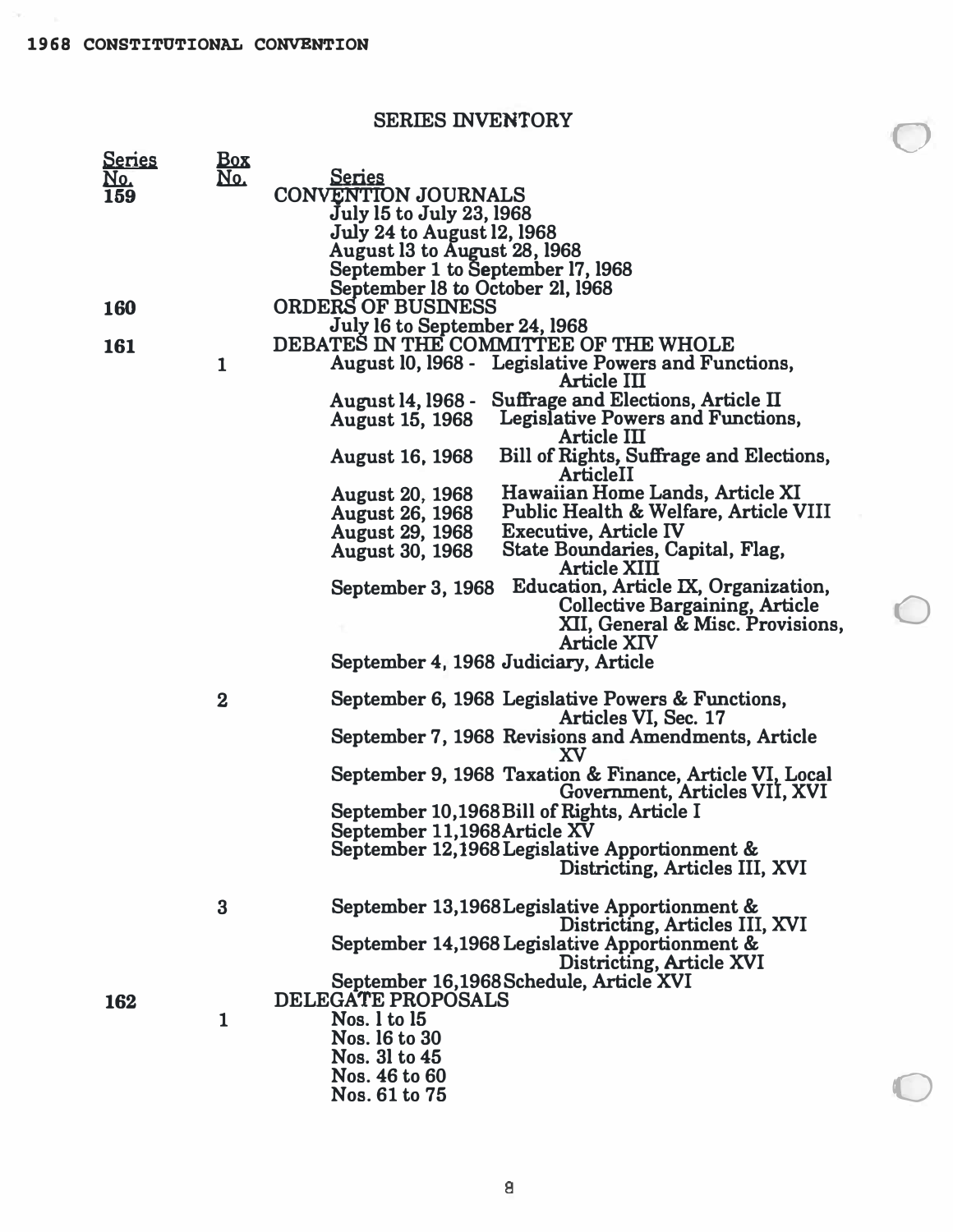## SERIES INVENTORY

| Series No. | Box No. | Series |
|---|---|---|
| 159 | | CONVENTION JOURNALS |
| | | July 15 to July 23, 1968 |
| | | July 24 to August 12, 1968 |
| | | August 13 to August 28, 1968 |
| | | September 1 to September 17, 1968 |
| | | September 18 to October 21, 1968 |
| 160 | | ORDERS OF BUSINESS |
| | | July 16 to September 24, 1968 |
| 161 | | DEBATES IN THE COMMITTEE OF THE WHOLE |
| | 1 | August 10, 1968 - Legislative Powers and Functions, Article III |
| | | August 14, 1968 - Suffrage and Elections, Article II |
| | | August 15, 1968 Legislative Powers and Functions, Article III |
| | | August 16, 1968 Bill of Rights, Suffrage and Elections, ArticleII |
| | | August 20, 1968 Hawaiian Home Lands, Article XI |
| | | August 26, 1968 Public Health & Welfare, Article VIII |
| | | August 29, 1968 Executive, Article IV |
| | | August 30, 1968 State Boundaries, Capital, Flag, Article XIII |
| | | September 3, 1968 Education, Article IX, Organization, Collective Bargaining, Article XII, General & Misc. Provisions, Article XIV |
| | | September 4, 1968 Judiciary, Article |
| | 2 | September 6, 1968 Legislative Powers & Functions, Articles VI, Sec. 17 |
| | | September 7, 1968 Revisions and Amendments, Article XV |
| | | September 9, 1968 Taxation & Finance, Article VI, Local Government, Articles VII, XVI |
| | | September 10,1968 Bill of Rights, Article I |
| | | September 11,1968 Article XV |
| | | September 12,1968 Legislative Apportionment & Districting, Articles III, XVI |
| | 3 | September 13,1968 Legislative Apportionment & Districting, Articles III, XVI |
| | | September 14,1968 Legislative Apportionment & Districting, Article XVI |
| | | September 16,1968 Schedule, Article XVI |
| 162 | | DELEGATE PROPOSALS |
| | 1 | Nos. 1 to 15 |
| | | Nos. 16 to 30 |
| | | Nos. 31 to 45 |
| | | Nos. 46 to 60 |
| | | Nos. 61 to 75 |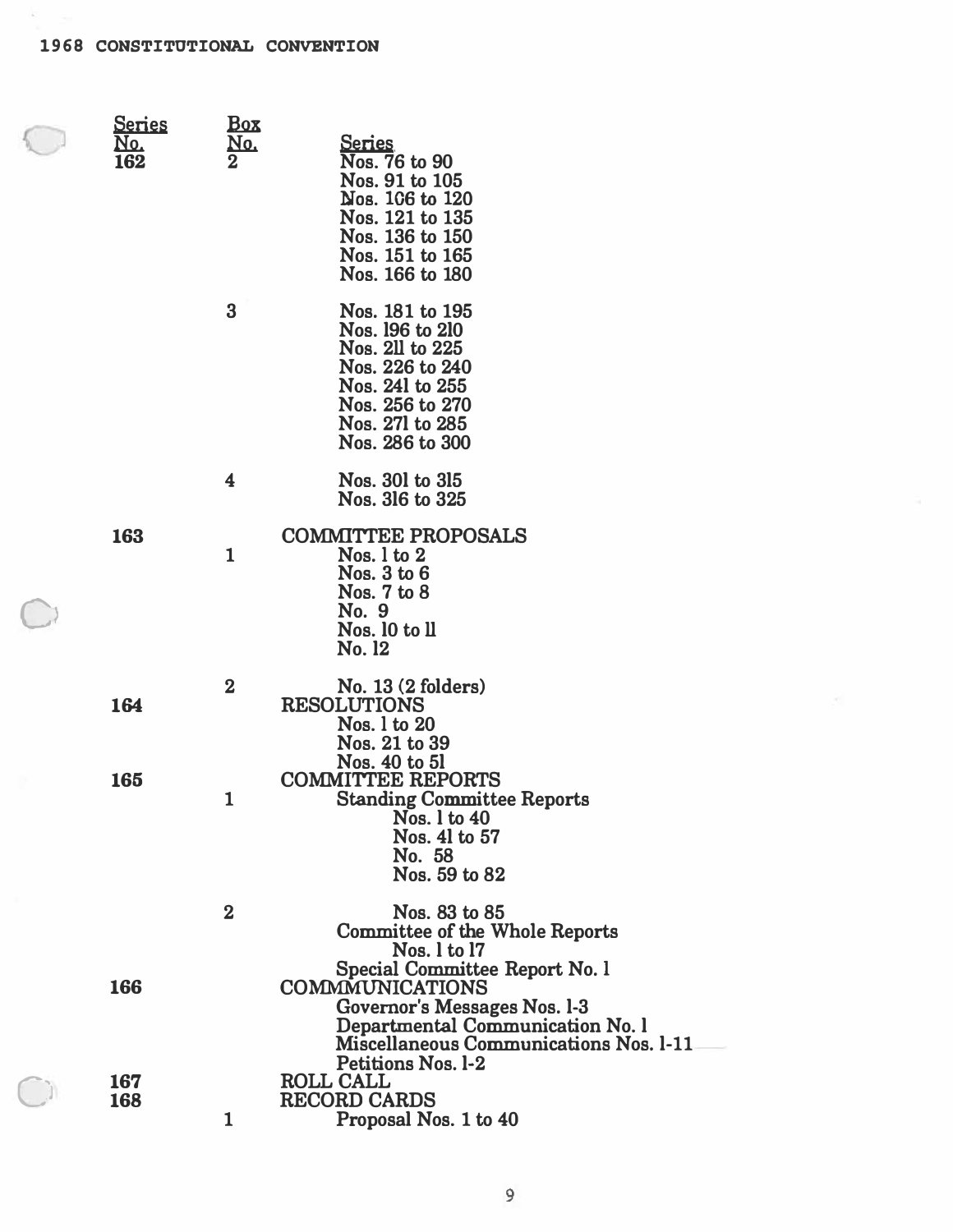1968 CONSTITUTIONAL CONVENTION

| Series No. | Box No. | Series |
|---|---|---|
| 162 | 2 | Nos. 76 to 90 |
| | | Nos. 91 to 105 |
| | | Nos. 106 to 120 |
| | | Nos. 121 to 135 |
| | | Nos. 136 to 150 |
| | | Nos. 151 to 165 |
| | | Nos. 166 to 180 |
| | 3 | Nos. 181 to 195 |
| | | Nos. 196 to 210 |
| | | Nos. 211 to 225 |
| | | Nos. 226 to 240 |
| | | Nos. 241 to 255 |
| | | Nos. 256 to 270 |
| | | Nos. 271 to 285 |
| | | Nos. 286 to 300 |
| | 4 | Nos. 301 to 315 |
| | | Nos. 316 to 325 |
| 163 | | COMMITTEE PROPOSALS |
| | 1 | Nos. 1 to 2 |
| | | Nos. 3 to 6 |
| | | Nos. 7 to 8 |
| | | No. 9 |
| | | Nos. 10 to 11 |
| | | No. 12 |
| | 2 | No. 13 (2 folders) |
| 164 | | RESOLUTIONS |
| | | Nos. 1 to 20 |
| | | Nos. 21 to 39 |
| | | Nos. 40 to 51 |
| 165 | | COMMITTEE REPORTS |
| | 1 | Standing Committee Reports |
| | | Nos. 1 to 40 |
| | | Nos. 41 to 57 |
| | | No. 58 |
| | | Nos. 59 to 82 |
| | 2 | Nos. 83 to 85 |
| | | Committee of the Whole Reports |
| | | Nos. 1 to 17 |
| | | Special Committee Report No. 1 |
| 166 | | COMMMUNICATIONS |
| | | Governor's Messages Nos. 1-3 |
| | | Departmental Communication No. 1 |
| | | Miscellaneous Communications Nos. 1-11 |
| | | Petitions Nos. 1-2 |
| 167 | | ROLL CALL |
| 168 | | RECORD CARDS |
| | 1 | Proposal Nos. 1 to 40 |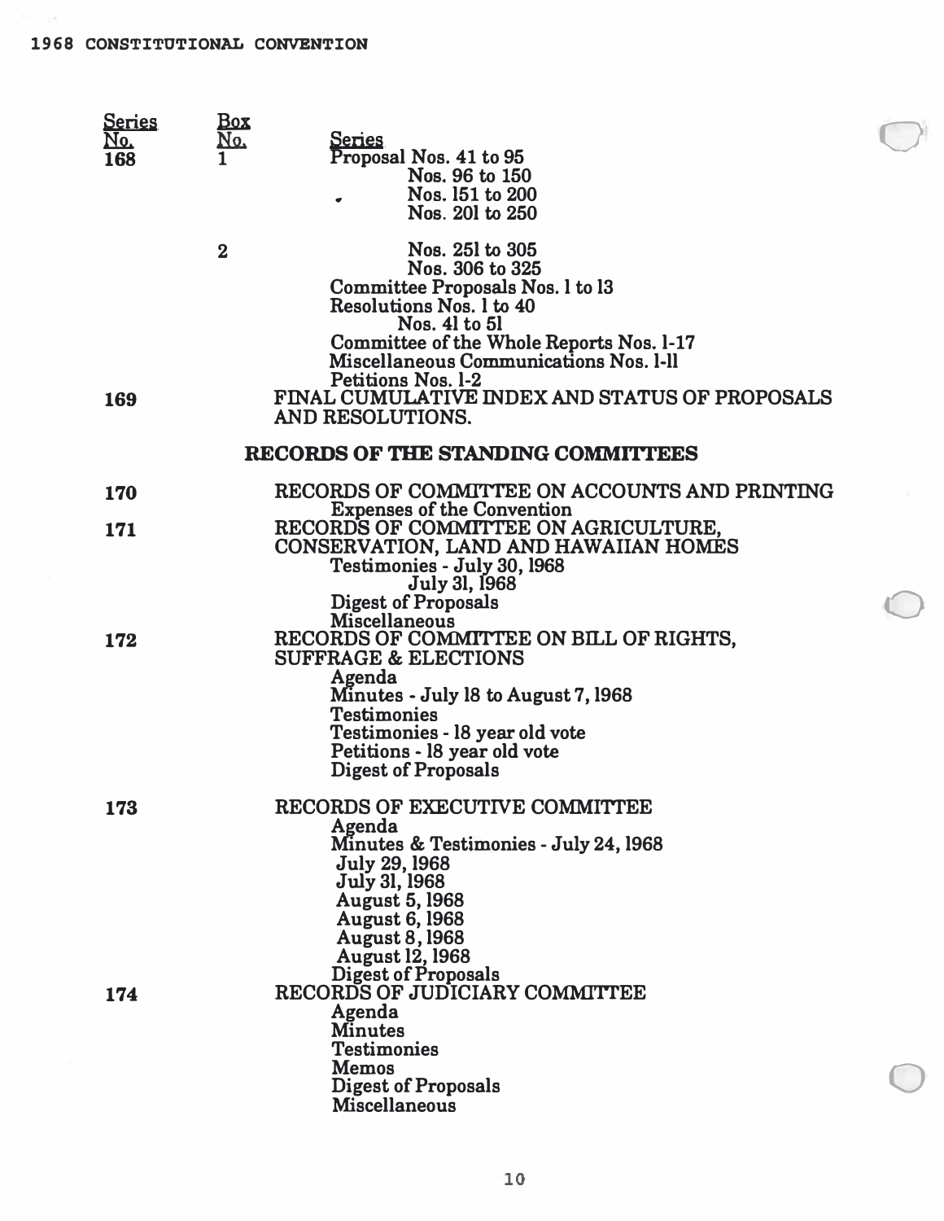# 1968 CONSTITUTIONAL CONVENTION

| Series No. | Box No. | Series |
|---|---|---|
| 168 | 1 | Proposal Nos. 41 to 95 |
| | | Nos. 96 to 150 |
| | | Nos. 151 to 200 |
| | | Nos. 201 to 250 |
| | 2 | Nos. 251 to 305 |
| | | Nos. 306 to 325 |
| | | Committee Proposals Nos. 1 to 13 |
| | | Resolutions Nos. 1 to 40 |
| | | Nos. 41 to 51 |
| | | Committee of the Whole Reports Nos. 1-17 |
| | | Miscellaneous Communications Nos. 1-11 |
| | | Petitions Nos. 1-2 |
| 169 | | FINAL CUMULATIVE INDEX AND STATUS OF PROPOSALS AND RESOLUTIONS. |

## RECORDS OF THE STANDING COMMITTEES

| Series No. | Box No. | Series |
|---|---|---|
| 170 | | RECORDS OF COMMITTEE ON ACCOUNTS AND PRINTING |
| | | Expenses of the Convention |
| 171 | | RECORDS OF COMMITTEE ON AGRICULTURE, CONSERVATION, LAND AND HAWAIIAN HOMES |
| | | Testimonies - July 30, 1968 |
| | | July 31, 1968 |
| | | Digest of Proposals |
| | | Miscellaneous |
| 172 | | RECORDS OF COMMITTEE ON BILL OF RIGHTS, SUFFRAGE & ELECTIONS |
| | | Agenda |
| | | Minutes - July 18 to August 7, 1968 |
| | | Testimonies |
| | | Testimonies - 18 year old vote |
| | | Petitions - 18 year old vote |
| | | Digest of Proposals |
| 173 | | RECORDS OF EXECUTIVE COMMITTEE |
| | | Agenda |
| | | Minutes & Testimonies - July 24, 1968 |
| | | July 29, 1968 |
| | | July 31, 1968 |
| | | August 5, 1968 |
| | | August 6, 1968 |
| | | August 8, 1968 |
| | | August 12, 1968 |
| | | Digest of Proposals |
| 174 | | RECORDS OF JUDICIARY COMMITTEE |
| | | Agenda |
| | | Minutes |
| | | Testimonies |
| | | Memos |
| | | Digest of Proposals |
| | | Miscellaneous |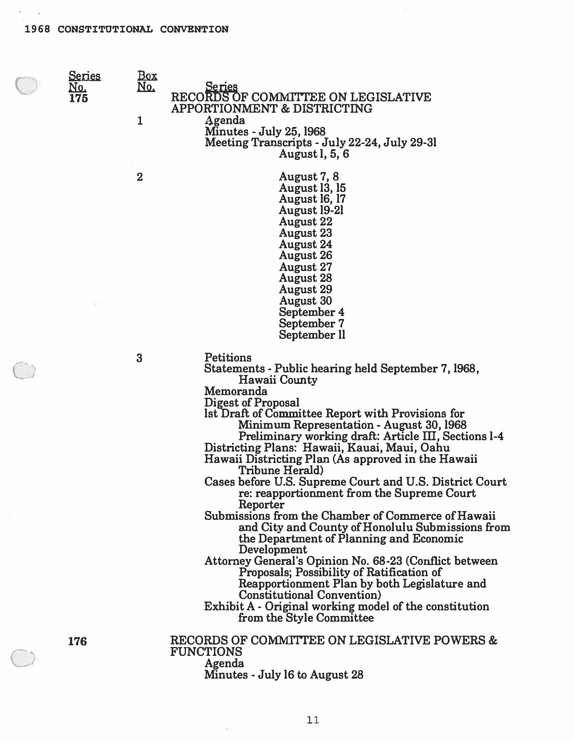## 1968 CONSTITUTIONAL CONVENTION

| Series No. | Box No. | Series |
|---|---|---|
| 175 | | RECORDS OF COMMITTEE ON LEGISLATIVE APPORTIONMENT & DISTRICTING |
| | 1 | Agenda |
| | | Minutes - July 25, 1968 |
| | | Meeting Transcripts - July 22-24, July 29-31 |
| | | August 1, 5, 6 |
| | 2 | August 7, 8 |
| | | August 13, 15 |
| | | August 16, 17 |
| | | August 19-21 |
| | | August 22 |
| | | August 23 |
| | | August 24 |
| | | August 26 |
| | | August 27 |
| | | August 28 |
| | | August 29 |
| | | August 30 |
| | | September 4 |
| | | September 7 |
| | | September 11 |
| | 3 | Petitions |
| | | Statements - Public hearing held September 7, 1968, Hawaii County |
| | | Memoranda |
| | | Digest of Proposal |
| | | 1st Draft of Committee Report with Provisions for Minimum Representation - August 30, 1968 |
| | | Preliminary working draft: Article III, Sections 1-4 |
| | | Districting Plans: Hawaii, Kauai, Maui, Oahu |
| | | Hawaii Districting Plan (As approved in the Hawaii Tribune Herald) |
| | | Cases before U.S. Supreme Court and U.S. District Court re: reapportionment from the Supreme Court Reporter |
| | | Submissions from the Chamber of Commerce of Hawaii and City and County of Honolulu Submissions from the Department of Planning and Economic Development |
| | | Attorney General's Opinion No. 68-23 (Conflict between Proposals; Possibility of Ratification of Reapportionment Plan by both Legislature and Constitutional Convention) |
| | | Exhibit A - Original working model of the constitution from the Style Committee |
| 176 | | RECORDS OF COMMITTEE ON LEGISLATIVE POWERS & FUNCTIONS |
| | | Agenda |
| | | Minutes - July 16 to August 28 |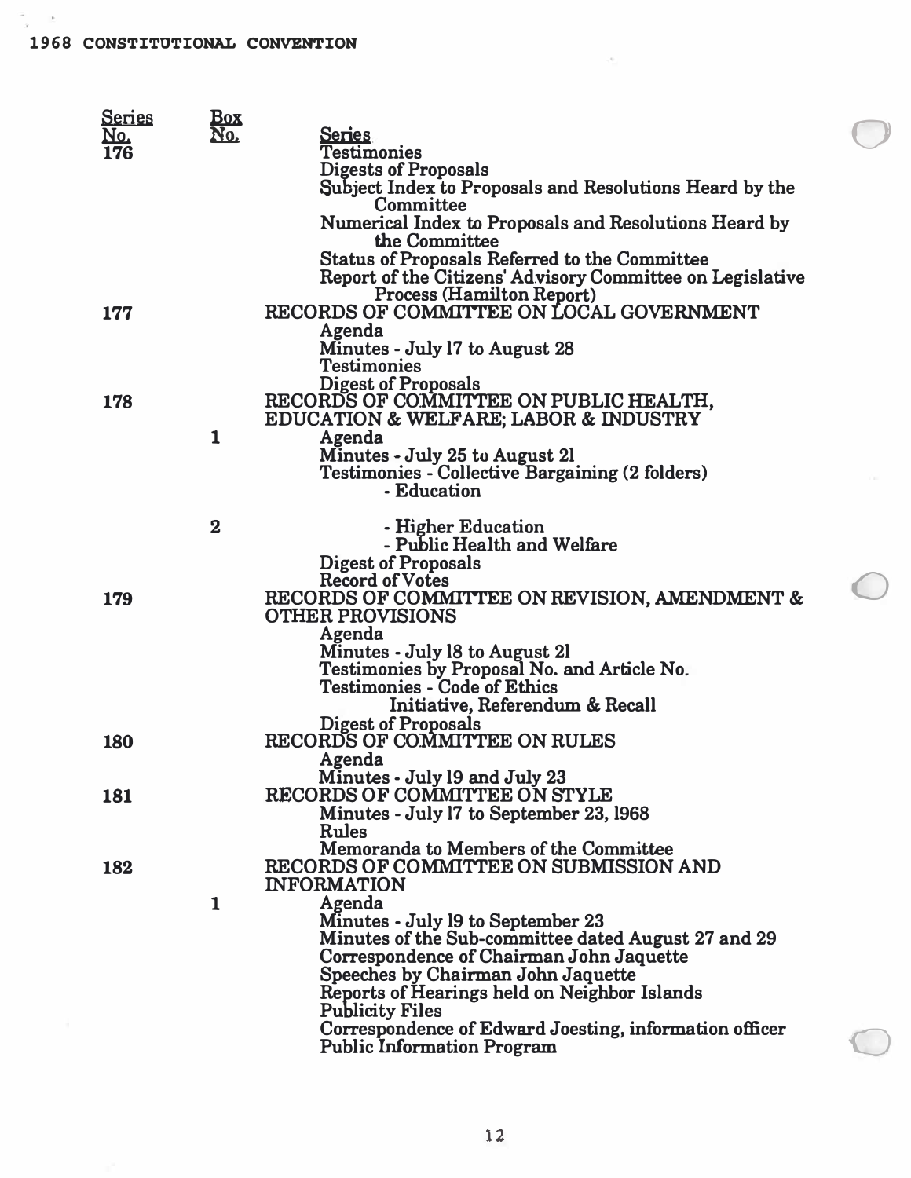# 1968 CONSTITUTIONAL CONVENTION

| Series No. | Box No. | Series |
|---|---|---|
| 176 | | Testimonies |
| | | Digests of Proposals |
| | | Subject Index to Proposals and Resolutions Heard by the Committee |
| | | Numerical Index to Proposals and Resolutions Heard by the Committee |
| | | Status of Proposals Referred to the Committee |
| | | Report of the Citizens' Advisory Committee on Legislative Process (Hamilton Report) |
| 177 | | RECORDS OF COMMITTEE ON LOCAL GOVERNMENT |
| | | Agenda |
| | | Minutes - July 17 to August 28 |
| | | Testimonies |
| | | Digest of Proposals |
| 178 | | RECORDS OF COMMITTEE ON PUBLIC HEALTH, EDUCATION & WELFARE; LABOR & INDUSTRY |
| | 1 | Agenda |
| | | Minutes - July 25 to August 21 |
| | | Testimonies - Collective Bargaining (2 folders) |
| | | - Education |
| | 2 | - Higher Education |
| | | - Public Health and Welfare |
| | | Digest of Proposals |
| | | Record of Votes |
| 179 | | RECORDS OF COMMITTEE ON REVISION, AMENDMENT & OTHER PROVISIONS |
| | | Agenda |
| | | Minutes - July 18 to August 21 |
| | | Testimonies by Proposal No. and Article No. |
| | | Testimonies - Code of Ethics |
| | | Initiative, Referendum & Recall |
| | | Digest of Proposals |
| 180 | | RECORDS OF COMMITTEE ON RULES |
| | | Agenda |
| | | Minutes - July 19 and July 23 |
| 181 | | RECORDS OF COMMITTEE ON STYLE |
| | | Minutes - July 17 to September 23, 1968 |
| | | Rules |
| | | Memoranda to Members of the Committee |
| 182 | | RECORDS OF COMMITTEE ON SUBMISSION AND INFORMATION |
| | 1 | Agenda |
| | | Minutes - July 19 to September 23 |
| | | Minutes of the Sub-committee dated August 27 and 29 |
| | | Correspondence of Chairman John Jaquette |
| | | Speeches by Chairman John Jaquette |
| | | Reports of Hearings held on Neighbor Islands |
| | | Publicity Files |
| | | Correspondence of Edward Joesting, information officer |
| | | Public Information Program |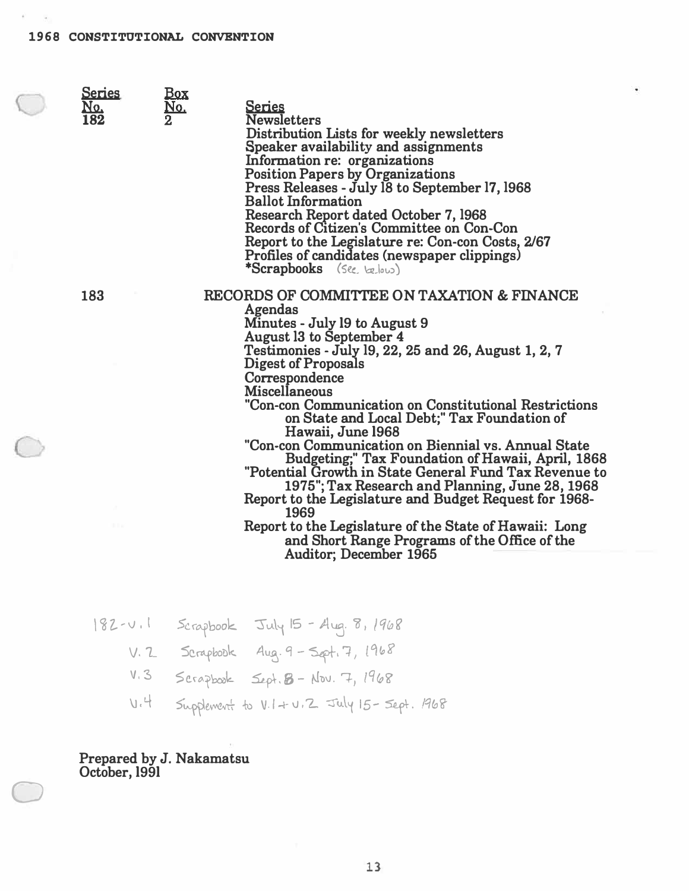**1968 CONSTITUTIONAL CONVENTION**

| Series No. | Box No. | Series |
|---|---|---|
| 182 | 2 | Newsletters |
| | | Distribution Lists for weekly newsletters |
| | | Speaker availability and assignments |
| | | Information re: organizations |
| | | Position Papers by Organizations |
| | | Press Releases - July 18 to September 17, 1968 |
| | | Ballot Information |
| | | Research Report dated October 7, 1968 |
| | | Records of Citizen's Committee on Con-Con |
| | | Report to the Legislature re: Con-con Costs, 2/67 |
| | | Profiles of candidates (newspaper clippings) |
| | | *Scrapbooks (See below) |
| 183 | | RECORDS OF COMMITTEE ON TAXATION & FINANCE |
| | | Agendas |
| | | Minutes - July 19 to August 9 |
| | | August 13 to September 4 |
| | | Testimonies - July 19, 22, 25 and 26, August 1, 2, 7 |
| | | Digest of Proposals |
| | | Correspondence |
| | | Miscellaneous |
| | | "Con-con Communication on Constitutional Restrictions on State and Local Debt;" Tax Foundation of Hawaii, June 1968 |
| | | "Con-con Communication on Biennial vs. Annual State Budgeting;" Tax Foundation of Hawaii, April, 1868 |
| | | "Potential Growth in State General Fund Tax Revenue to 1975"; Tax Research and Planning, June 28, 1968 |
| | | Report to the Legislature and Budget Request for 1968-1969 |
| | | Report to the Legislature of the State of Hawaii: Long and Short Range Programs of the Office of the Auditor; December 1965 |

| | | |
|---|---|---|
| 182-v.1 | Scrapbook | July 15 - Aug. 8, 1968 |
| v.2 | Scrapbook | Aug. 9 - Sept. 7, 1968 |
| v.3 | Scrapbook | Sept. 8 - Nov. 7, 1968 |
| v.4 | Supplement to v.1 + v.2 | July 15 - Sept. 1968 |

Prepared by J. Nakamatsu
October, 1991